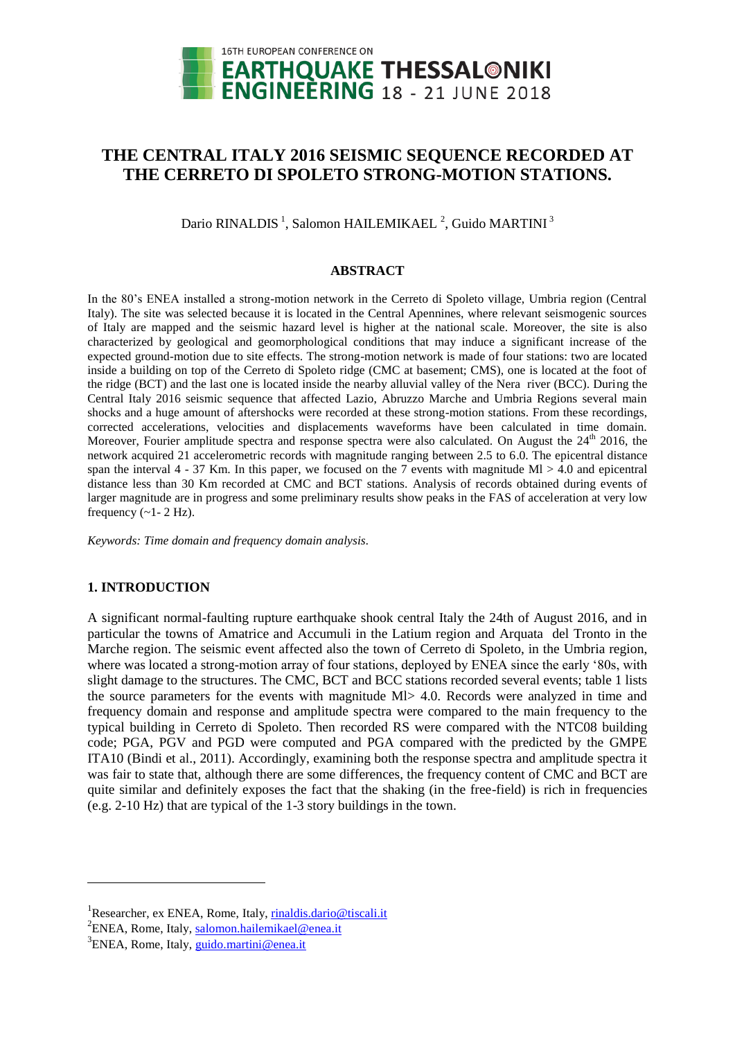# THE CENTRAL ITALY 2016 SEISMIC SEQUENCE RECORDED AT THE CERRETO DI SPOLETO STRONG-MOTION STATIONS.

Dario RINALDIS [1], Salomon HAILEMIKAEL [2], Guido MARTINI [3]

## ABSTRACT

In the 80's ENEA installed a strong-motion network in the Cerreto di Spoleto village, Umbria region (Central Italy). The site was selected because it is located in the Central Apennines, where relevant seismogenic sources of Italy are mapped and the seismic hazard level is higher at the national scale. Moreover, the site is also characterized by geological and geomorphological conditions that may induce a significant increase of the expected ground-motion due to site effects. The strong-motion network is made of four stations: two are located inside a building on top of the Cerreto di Spoleto ridge (CMC at basement; CMS), one is located at the foot of the ridge (BCT) and the last one is located inside the nearby alluvial valley of the Nera river (BCC). During the Central Italy 2016 seismic sequence that affected Lazio, Abruzzo Marche and Umbria Regions several main shocks and a huge amount of aftershocks were recorded at these strong-motion stations. From these recordings, corrected accelerations, velocities and displacements waveforms have been calculated in time domain. Moreover, Fourier amplitude spectra and response spectra were also calculated. On August the 24$^{th}$ 2016, the network acquired 21 accelerometric records with magnitude ranging between 2.5 to 6.0. The epicentral distance span the interval 4 - 37 Km. In this paper, we focused on the 7 events with magnitude Ml > 4.0 and epicentral distance less than 30 Km recorded at CMC and BCT stations. Analysis of records obtained during events of larger magnitude are in progress and some preliminary results show peaks in the FAS of acceleration at very low frequency (~1- 2 Hz).

*Keywords: Time domain and frequency domain analysis.*

## 1. INTRODUCTION

A significant normal-faulting rupture earthquake shook central Italy the 24th of August 2016, and in particular the towns of Amatrice and Accumuli in the Latium region and Arquata del Tronto in the Marche region. The seismic event affected also the town of Cerreto di Spoleto, in the Umbria region, where was located a strong-motion array of four stations, deployed by ENEA since the early '80s, with slight damage to the structures. The CMC, BCT and BCC stations recorded several events; table 1 lists the source parameters for the events with magnitude Ml> 4.0. Records were analyzed in time and frequency domain and response and amplitude spectra were compared to the main frequency to the typical building in Cerreto di Spoleto. Then recorded RS were compared with the NTC08 building code; PGA, PGV and PGD were computed and PGA compared with the predicted by the GMPE ITA10 (Bindi et al., 2011). Accordingly, examining both the response spectra and amplitude spectra it was fair to state that, although there are some differences, the frequency content of CMC and BCT are quite similar and definitely exposes the fact that the shaking (in the free-field) is rich in frequencies (e.g. 2-10 Hz) that are typical of the 1-3 story buildings in the town.

---

[1] Researcher, ex ENEA, Rome, Italy, rinaldis.dario@tiscali.it

[2] ENEA, Rome, Italy, salomon.hailemikael@enea.it

[3] ENEA, Rome, Italy, guido.martini@enea.it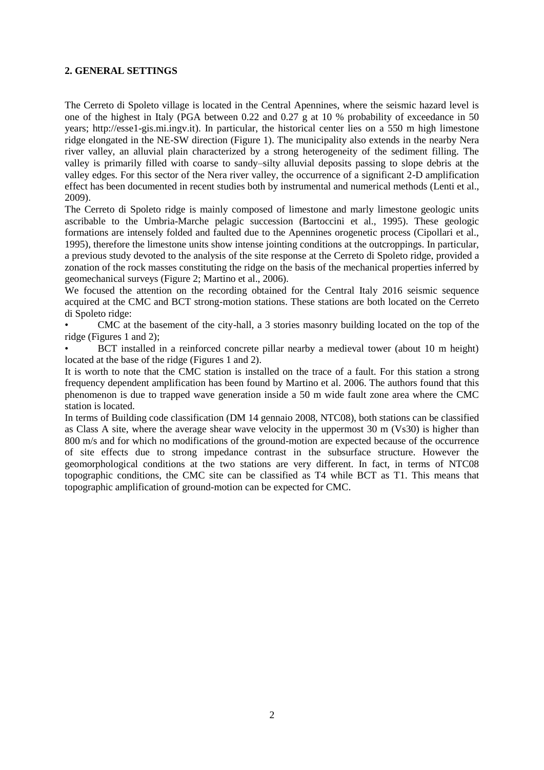## 2. GENERAL SETTINGS

The Cerreto di Spoleto village is located in the Central Apennines, where the seismic hazard level is one of the highest in Italy (PGA between 0.22 and 0.27 g at 10 % probability of exceedance in 50 years; http://esse1-gis.mi.ingv.it). In particular, the historical center lies on a 550 m high limestone ridge elongated in the NE-SW direction (Figure 1). The municipality also extends in the nearby Nera river valley, an alluvial plain characterized by a strong heterogeneity of the sediment filling. The valley is primarily filled with coarse to sandy–silty alluvial deposits passing to slope debris at the valley edges. For this sector of the Nera river valley, the occurrence of a significant 2-D amplification effect has been documented in recent studies both by instrumental and numerical methods (Lenti et al., 2009).

The Cerreto di Spoleto ridge is mainly composed of limestone and marly limestone geologic units ascribable to the Umbria-Marche pelagic succession (Bartoccini et al., 1995). These geologic formations are intensely folded and faulted due to the Apennines orogenetic process (Cipollari et al., 1995), therefore the limestone units show intense jointing conditions at the outcroppings. In particular, a previous study devoted to the analysis of the site response at the Cerreto di Spoleto ridge, provided a zonation of the rock masses constituting the ridge on the basis of the mechanical properties inferred by geomechanical surveys (Figure 2; Martino et al., 2006).

We focused the attention on the recording obtained for the Central Italy 2016 seismic sequence acquired at the CMC and BCT strong-motion stations. These stations are both located on the Cerreto di Spoleto ridge:

- CMC at the basement of the city-hall, a 3 stories masonry building located on the top of the ridge (Figures 1 and 2);
- BCT installed in a reinforced concrete pillar nearby a medieval tower (about 10 m height) located at the base of the ridge (Figures 1 and 2).

It is worth to note that the CMC station is installed on the trace of a fault. For this station a strong frequency dependent amplification has been found by Martino et al. 2006. The authors found that this phenomenon is due to trapped wave generation inside a 50 m wide fault zone area where the CMC station is located.

In terms of Building code classification (DM 14 gennaio 2008, NTC08), both stations can be classified as Class A site, where the average shear wave velocity in the uppermost 30 m (Vs30) is higher than 800 m/s and for which no modifications of the ground-motion are expected because of the occurrence of site effects due to strong impedance contrast in the subsurface structure. However the geomorphological conditions at the two stations are very different. In fact, in terms of NTC08 topographic conditions, the CMC site can be classified as T4 while BCT as T1. This means that topographic amplification of ground-motion can be expected for CMC.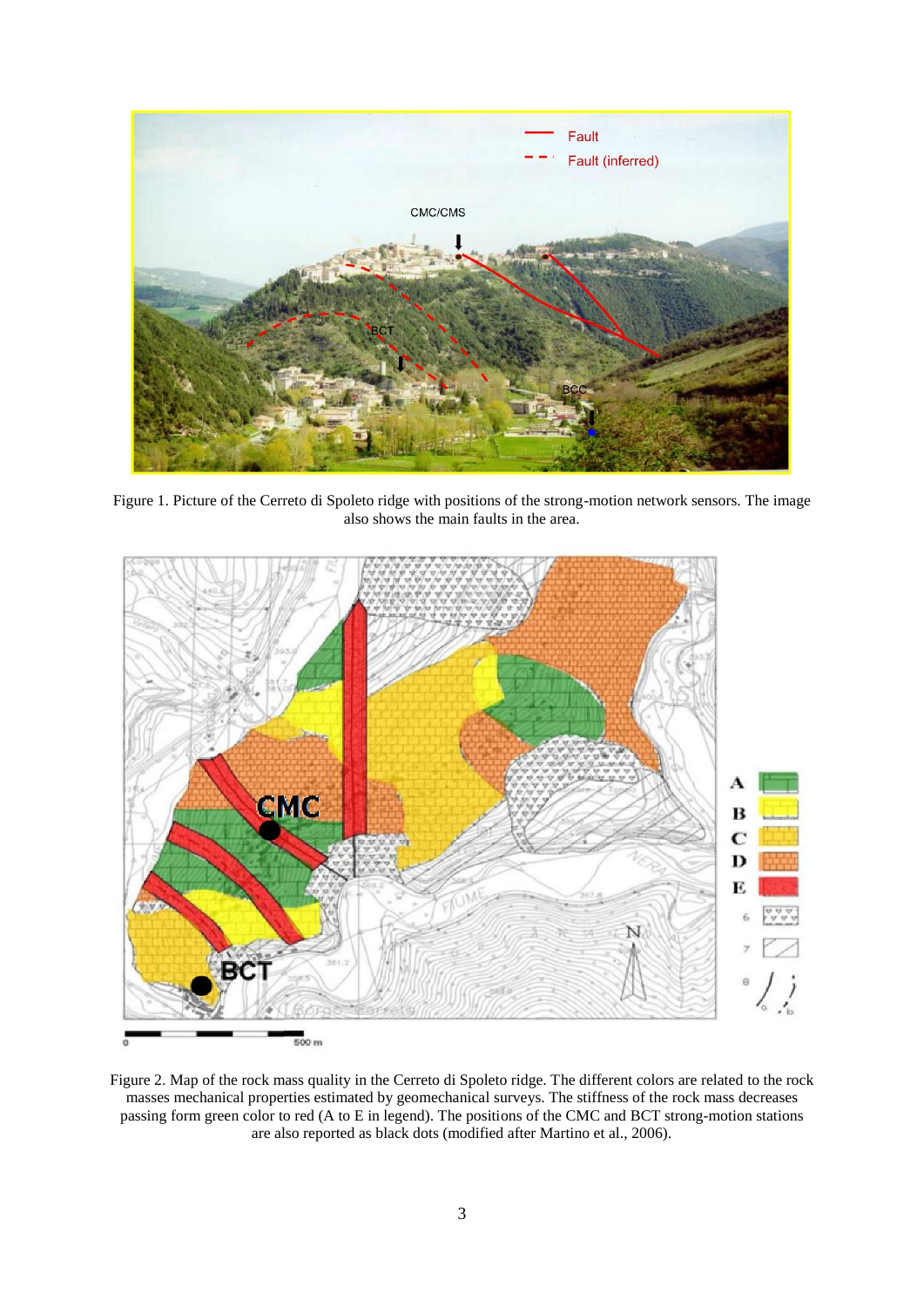Figure 1. Picture of the Cerreto di Spoleto ridge with positions of the strong-motion network sensors. The image also shows the main faults in the area.

Figure 2. Map of the rock mass quality in the Cerreto di Spoleto ridge. The different colors are related to the rock masses mechanical properties estimated by geomechanical surveys. The stiffness of the rock mass decreases passing form green color to red (A to E in legend). The positions of the CMC and BCT strong-motion stations are also reported as black dots (modified after Martino et al., 2006).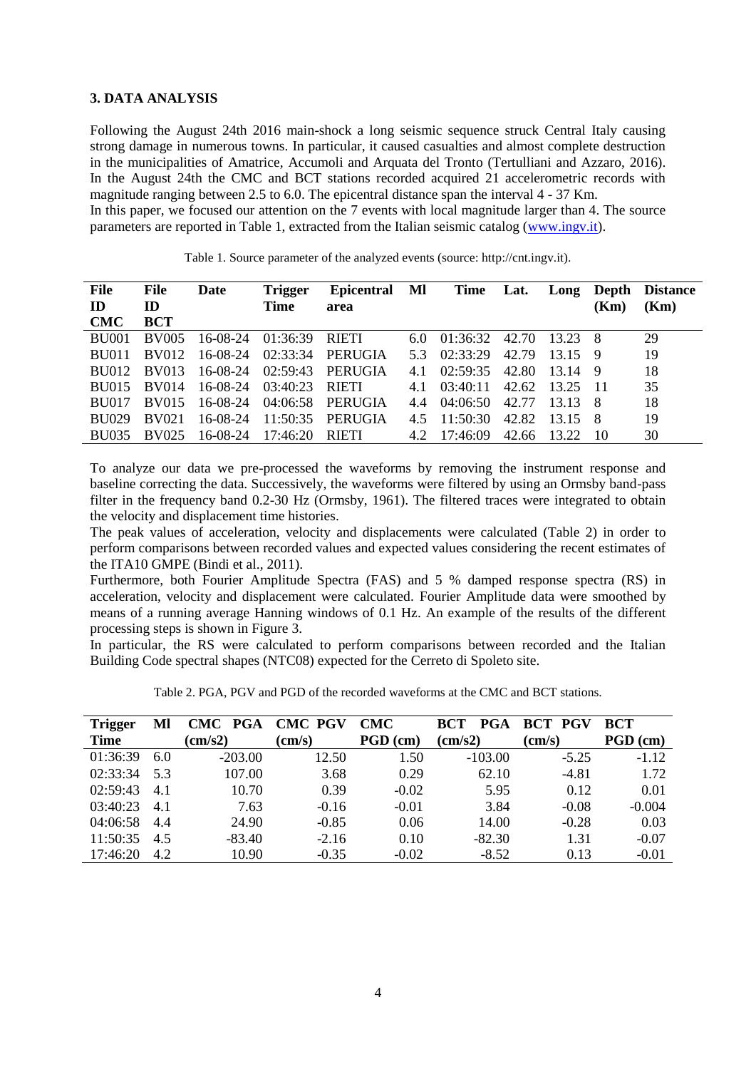### 3. DATA ANALYSIS

Following the August 24th 2016 main-shock a long seismic sequence struck Central Italy causing strong damage in numerous towns. In particular, it caused casualties and almost complete destruction in the municipalities of Amatrice, Accumoli and Arquata del Tronto (Tertulliani and Azzaro, 2016). In the August 24th the CMC and BCT stations recorded acquired 21 accelerometric records with magnitude ranging between 2.5 to 6.0. The epicentral distance span the interval 4 - 37 Km.
In this paper, we focused our attention on the 7 events with local magnitude larger than 4. The source parameters are reported in Table 1, extracted from the Italian seismic catalog (www.ingv.it).

Table 1. Source parameter of the analyzed events (source: http://cnt.ingv.it).

| File ID CMC | File ID BCT | Date | Trigger Time | Epicentral area | Ml | Time | Lat. | Long | Depth (Km) | Distance (Km) |
|---|---|---|---|---|---|---|---|---|---|---|
| BU001 | BV005 | 16-08-24 | 01:36:39 | RIETI | 6.0 | 01:36:32 | 42.70 | 13.23 | 8 | 29 |
| BU011 | BV012 | 16-08-24 | 02:33:34 | PERUGIA | 5.3 | 02:33:29 | 42.79 | 13.15 | 9 | 19 |
| BU012 | BV013 | 16-08-24 | 02:59:43 | PERUGIA | 4.1 | 02:59:35 | 42.80 | 13.14 | 9 | 18 |
| BU015 | BV014 | 16-08-24 | 03:40:23 | RIETI | 4.1 | 03:40:11 | 42.62 | 13.25 | 11 | 35 |
| BU017 | BV015 | 16-08-24 | 04:06:58 | PERUGIA | 4.4 | 04:06:50 | 42.77 | 13.13 | 8 | 18 |
| BU029 | BV021 | 16-08-24 | 11:50:35 | PERUGIA | 4.5 | 11:50:30 | 42.82 | 13.15 | 8 | 19 |
| BU035 | BV025 | 16-08-24 | 17:46:20 | RIETI | 4.2 | 17:46:09 | 42.66 | 13.22 | 10 | 30 |

To analyze our data we pre-processed the waveforms by removing the instrument response and baseline correcting the data. Successively, the waveforms were filtered by using an Ormsby band-pass filter in the frequency band 0.2-30 Hz (Ormsby, 1961). The filtered traces were integrated to obtain the velocity and displacement time histories.
The peak values of acceleration, velocity and displacements were calculated (Table 2) in order to perform comparisons between recorded values and expected values considering the recent estimates of the ITA10 GMPE (Bindi et al., 2011).
Furthermore, both Fourier Amplitude Spectra (FAS) and 5 % damped response spectra (RS) in acceleration, velocity and displacement were calculated. Fourier Amplitude data were smoothed by means of a running average Hanning windows of 0.1 Hz. An example of the results of the different processing steps is shown in Figure 3.
In particular, the RS were calculated to perform comparisons between recorded and the Italian Building Code spectral shapes (NTC08) expected for the Cerreto di Spoleto site.

Table 2. PGA, PGV and PGD of the recorded waveforms at the CMC and BCT stations.

| Trigger Time | Ml | CMC PGA (cm/s2) | CMC PGV (cm/s) | CMC PGD (cm) | BCT PGA (cm/s2) | BCT PGV (cm/s) | BCT PGD (cm) |
|---|---|---|---|---|---|---|---|
| 01:36:39 | 6.0 | -203.00 | 12.50 | 1.50 | -103.00 | -5.25 | -1.12 |
| 02:33:34 | 5.3 | 107.00 | 3.68 | 0.29 | 62.10 | -4.81 | 1.72 |
| 02:59:43 | 4.1 | 10.70 | 0.39 | -0.02 | 5.95 | 0.12 | 0.01 |
| 03:40:23 | 4.1 | 7.63 | -0.16 | -0.01 | 3.84 | -0.08 | -0.004 |
| 04:06:58 | 4.4 | 24.90 | -0.85 | 0.06 | 14.00 | -0.28 | 0.03 |
| 11:50:35 | 4.5 | -83.40 | -2.16 | 0.10 | -82.30 | 1.31 | -0.07 |
| 17:46:20 | 4.2 | 10.90 | -0.35 | -0.02 | -8.52 | 0.13 | -0.01 |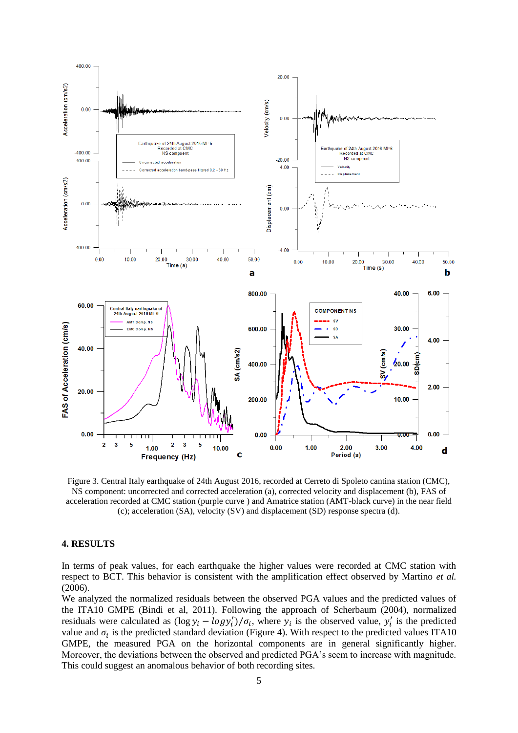Figure 3. Central Italy earthquake of 24th August 2016, recorded at Cerreto di Spoleto cantina station (CMC), NS component: uncorrected and corrected acceleration (a), corrected velocity and displacement (b), FAS of acceleration recorded at CMC station (purple curve ) and Amatrice station (AMT-black curve) in the near field (c); acceleration (SA), velocity (SV) and displacement (SD) response spectra (d).

## 4. RESULTS

In terms of peak values, for each earthquake the higher values were recorded at CMC station with respect to BCT. This behavior is consistent with the amplification effect observed by Martino *et al.* (2006).

We analyzed the normalized residuals between the observed PGA values and the predicted values of the ITA10 GMPE (Bindi et al, 2011). Following the approach of Scherbaum (2004), normalized residuals were calculated as $(\log y_i - log y_i')/\sigma_i$, where $y_i$ is the observed value, $y_i'$ is the predicted value and $\sigma_i$ is the predicted standard deviation (Figure 4). With respect to the predicted values ITA10 GMPE, the measured PGA on the horizontal components are in general significantly higher. Moreover, the deviations between the observed and predicted PGA's seem to increase with magnitude. This could suggest an anomalous behavior of both recording sites.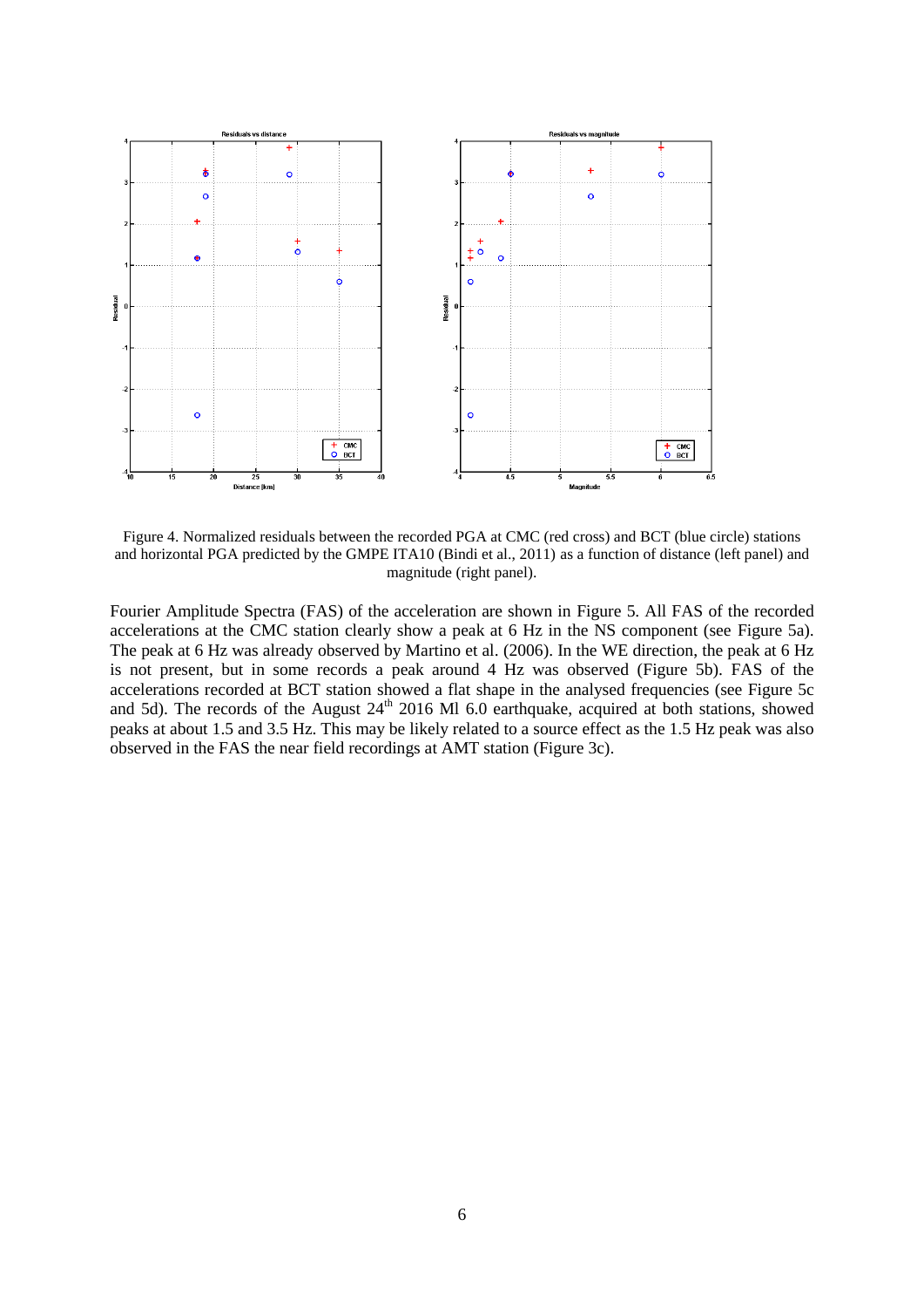Figure 4. Normalized residuals between the recorded PGA at CMC (red cross) and BCT (blue circle) stations and horizontal PGA predicted by the GMPE ITA10 (Bindi et al., 2011) as a function of distance (left panel) and magnitude (right panel).

Fourier Amplitude Spectra (FAS) of the acceleration are shown in Figure 5. All FAS of the recorded accelerations at the CMC station clearly show a peak at 6 Hz in the NS component (see Figure 5a). The peak at 6 Hz was already observed by Martino et al. (2006). In the WE direction, the peak at 6 Hz is not present, but in some records a peak around 4 Hz was observed (Figure 5b). FAS of the accelerations recorded at BCT station showed a flat shape in the analysed frequencies (see Figure 5c and 5d). The records of the August 24th 2016 Ml 6.0 earthquake, acquired at both stations, showed peaks at about 1.5 and 3.5 Hz. This may be likely related to a source effect as the 1.5 Hz peak was also observed in the FAS the near field recordings at AMT station (Figure 3c).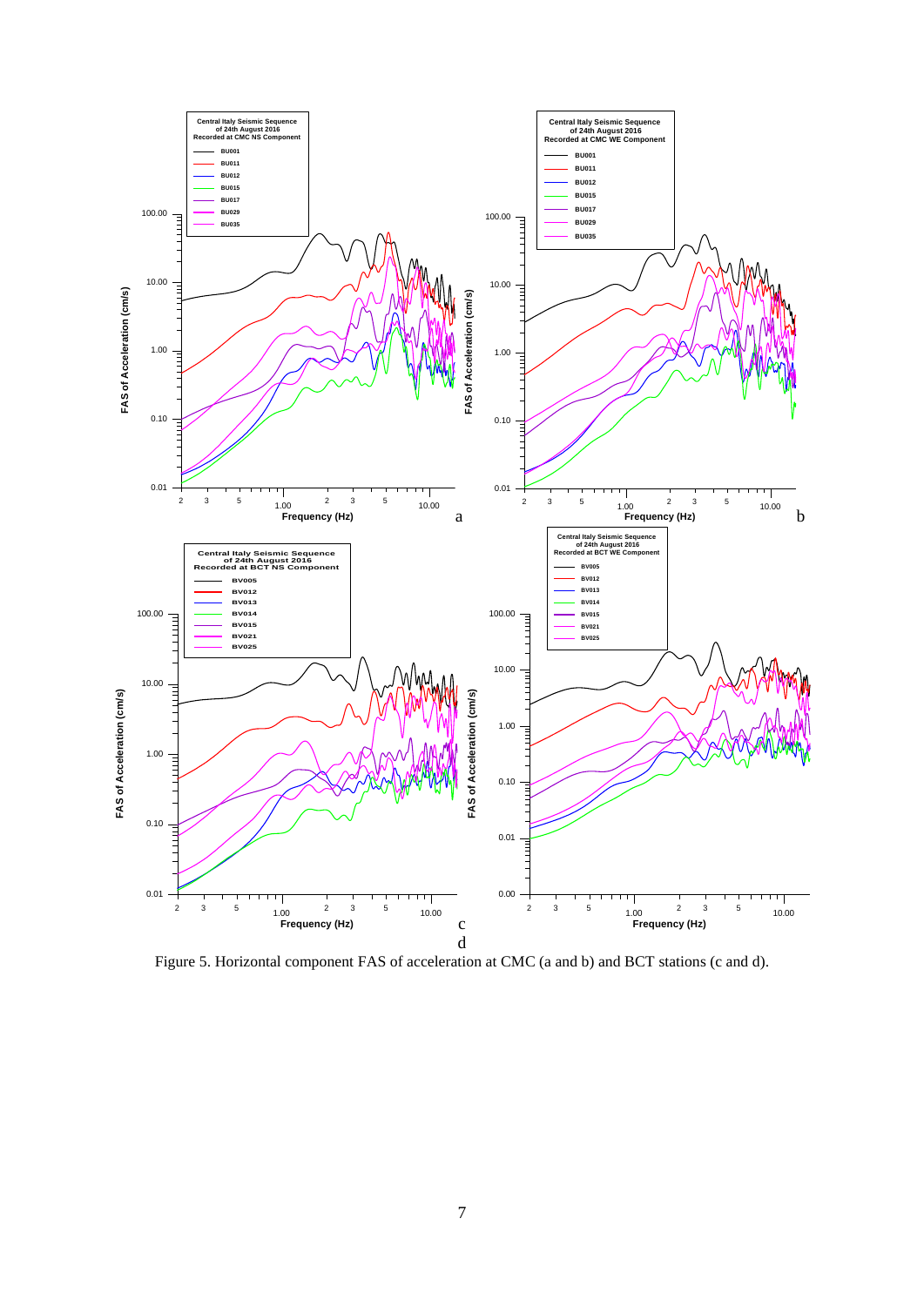Figure 5. Horizontal component FAS of acceleration at CMC (a and b) and BCT stations (c and d).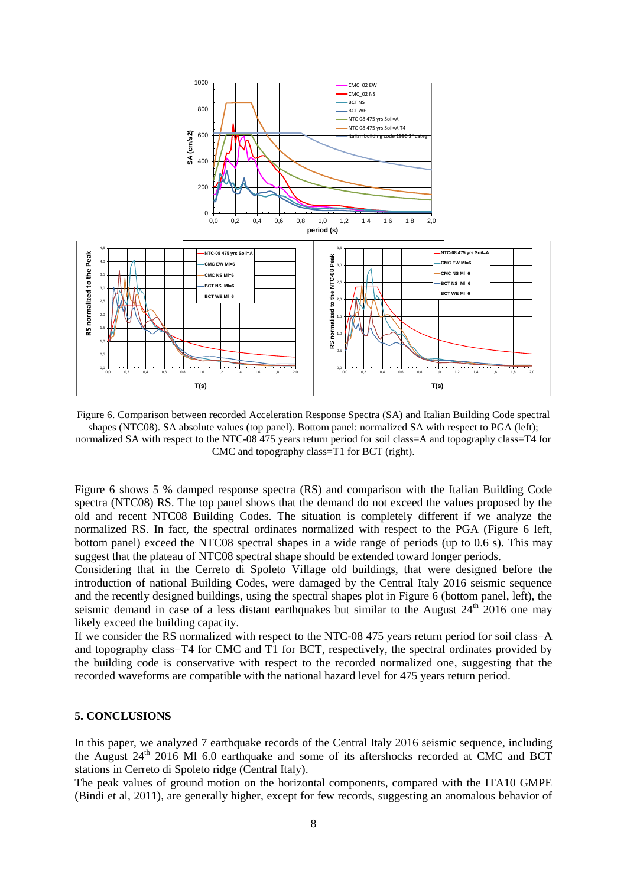Figure 6. Comparison between recorded Acceleration Response Spectra (SA) and Italian Building Code spectral shapes (NTC08). SA absolute values (top panel). Bottom panel: normalized SA with respect to PGA (left); normalized SA with respect to the NTC-08 475 years return period for soil class=A and topography class=T4 for CMC and topography class=T1 for BCT (right).

Figure 6 shows 5 % damped response spectra (RS) and comparison with the Italian Building Code spectra (NTC08) RS. The top panel shows that the demand do not exceed the values proposed by the old and recent NTC08 Building Codes. The situation is completely different if we analyze the normalized RS. In fact, the spectral ordinates normalized with respect to the PGA (Figure 6 left, bottom panel) exceed the NTC08 spectral shapes in a wide range of periods (up to 0.6 s). This may suggest that the plateau of NTC08 spectral shape should be extended toward longer periods.

Considering that in the Cerreto di Spoleto Village old buildings, that were designed before the introduction of national Building Codes, were damaged by the Central Italy 2016 seismic sequence and the recently designed buildings, using the spectral shapes plot in Figure 6 (bottom panel, left), the seismic demand in case of a less distant earthquakes but similar to the August 24$^{th}$ 2016 one may likely exceed the building capacity.

If we consider the RS normalized with respect to the NTC-08 475 years return period for soil class=A and topography class=T4 for CMC and T1 for BCT, respectively, the spectral ordinates provided by the building code is conservative with respect to the recorded normalized one, suggesting that the recorded waveforms are compatible with the national hazard level for 475 years return period.

## 5. CONCLUSIONS

In this paper, we analyzed 7 earthquake records of the Central Italy 2016 seismic sequence, including the August 24$^{th}$ 2016 Ml 6.0 earthquake and some of its aftershocks recorded at CMC and BCT stations in Cerreto di Spoleto ridge (Central Italy).

The peak values of ground motion on the horizontal components, compared with the ITA10 GMPE (Bindi et al, 2011), are generally higher, except for few records, suggesting an anomalous behavior of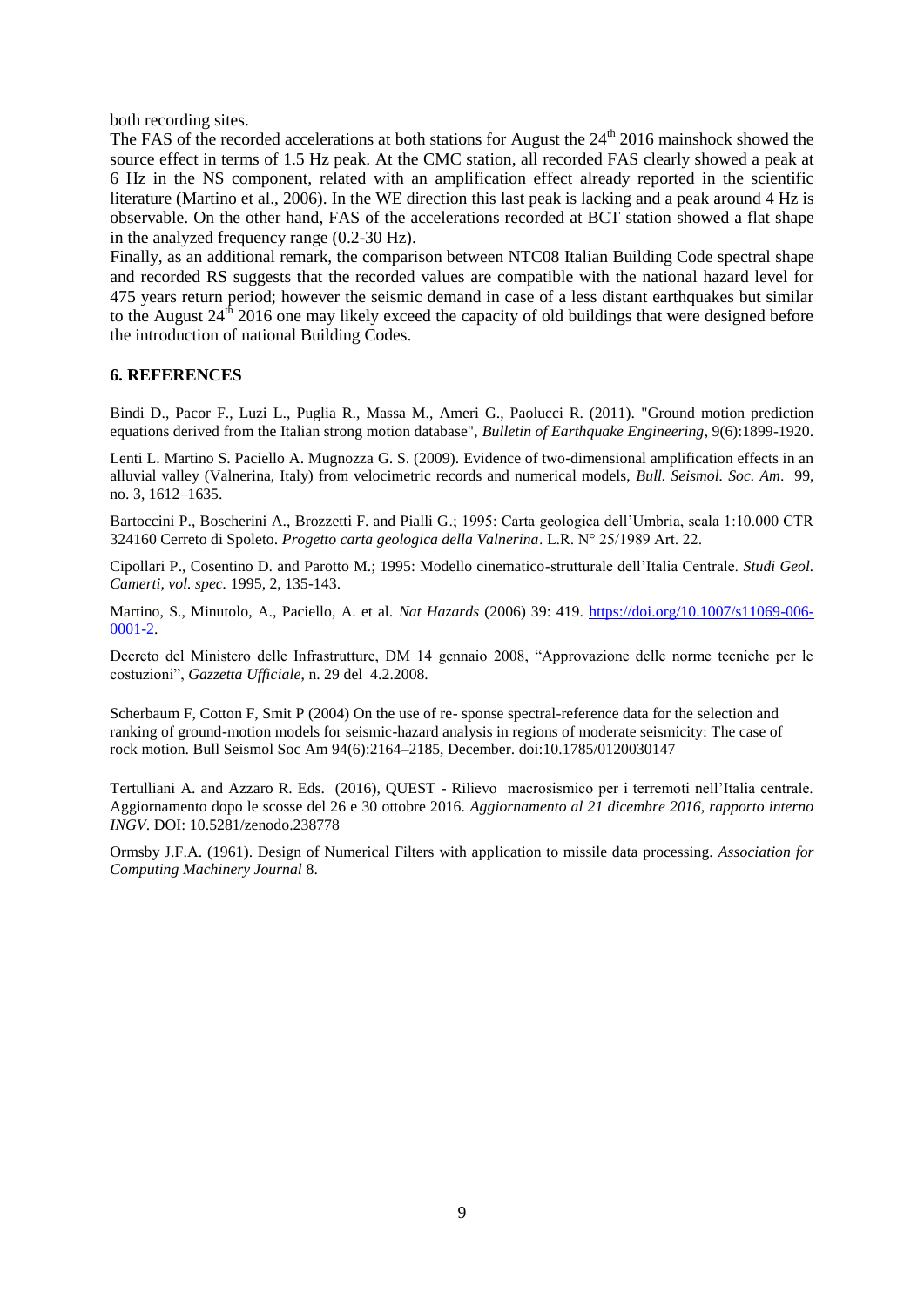both recording sites.

The FAS of the recorded accelerations at both stations for August the 24th 2016 mainshock showed the source effect in terms of 1.5 Hz peak. At the CMC station, all recorded FAS clearly showed a peak at 6 Hz in the NS component, related with an amplification effect already reported in the scientific literature (Martino et al., 2006). In the WE direction this last peak is lacking and a peak around 4 Hz is observable. On the other hand, FAS of the accelerations recorded at BCT station showed a flat shape in the analyzed frequency range (0.2-30 Hz).

Finally, as an additional remark, the comparison between NTC08 Italian Building Code spectral shape and recorded RS suggests that the recorded values are compatible with the national hazard level for 475 years return period; however the seismic demand in case of a less distant earthquakes but similar to the August 24th 2016 one may likely exceed the capacity of old buildings that were designed before the introduction of national Building Codes.

## 6. REFERENCES

Bindi D., Pacor F., Luzi L., Puglia R., Massa M., Ameri G., Paolucci R. (2011). "Ground motion prediction equations derived from the Italian strong motion database", *Bulletin of Earthquake Engineering*, 9(6):1899-1920.

Lenti L. Martino S. Paciello A. Mugnozza G. S. (2009). Evidence of two-dimensional amplification effects in an alluvial valley (Valnerina, Italy) from velocimetric records and numerical models, *Bull. Seismol. Soc. Am*. 99, no. 3, 1612–1635.

Bartoccini P., Boscherini A., Brozzetti F. and Pialli G.; 1995: Carta geologica dell'Umbria, scala 1:10.000 CTR 324160 Cerreto di Spoleto. *Progetto carta geologica della Valnerina*. L.R. N° 25/1989 Art. 22.

Cipollari P., Cosentino D. and Parotto M.; 1995: Modello cinematico-strutturale dell'Italia Centrale. *Studi Geol. Camerti, vol. spec.* 1995, 2, 135-143.

Martino, S., Minutolo, A., Paciello, A. et al. *Nat Hazards* (2006) 39: 419. https://doi.org/10.1007/s11069-006-0001-2.

Decreto del Ministero delle Infrastrutture, DM 14 gennaio 2008, "Approvazione delle norme tecniche per le costuzioni", *Gazzetta Ufficiale*, n. 29 del 4.2.2008.

Scherbaum F, Cotton F, Smit P (2004) On the use of re- sponse spectral-reference data for the selection and ranking of ground-motion models for seismic-hazard analysis in regions of moderate seismicity: The case of rock motion. Bull Seismol Soc Am 94(6):2164–2185, December. doi:10.1785/0120030147

Tertulliani A. and Azzaro R. Eds. (2016), QUEST - Rilievo macrosismico per i terremoti nell'Italia centrale. Aggiornamento dopo le scosse del 26 e 30 ottobre 2016. *Aggiornamento al 21 dicembre 2016, rapporto interno INGV*. DOI: 10.5281/zenodo.238778

Ormsby J.F.A. (1961). Design of Numerical Filters with application to missile data processing. *Association for Computing Machinery Journal* 8.